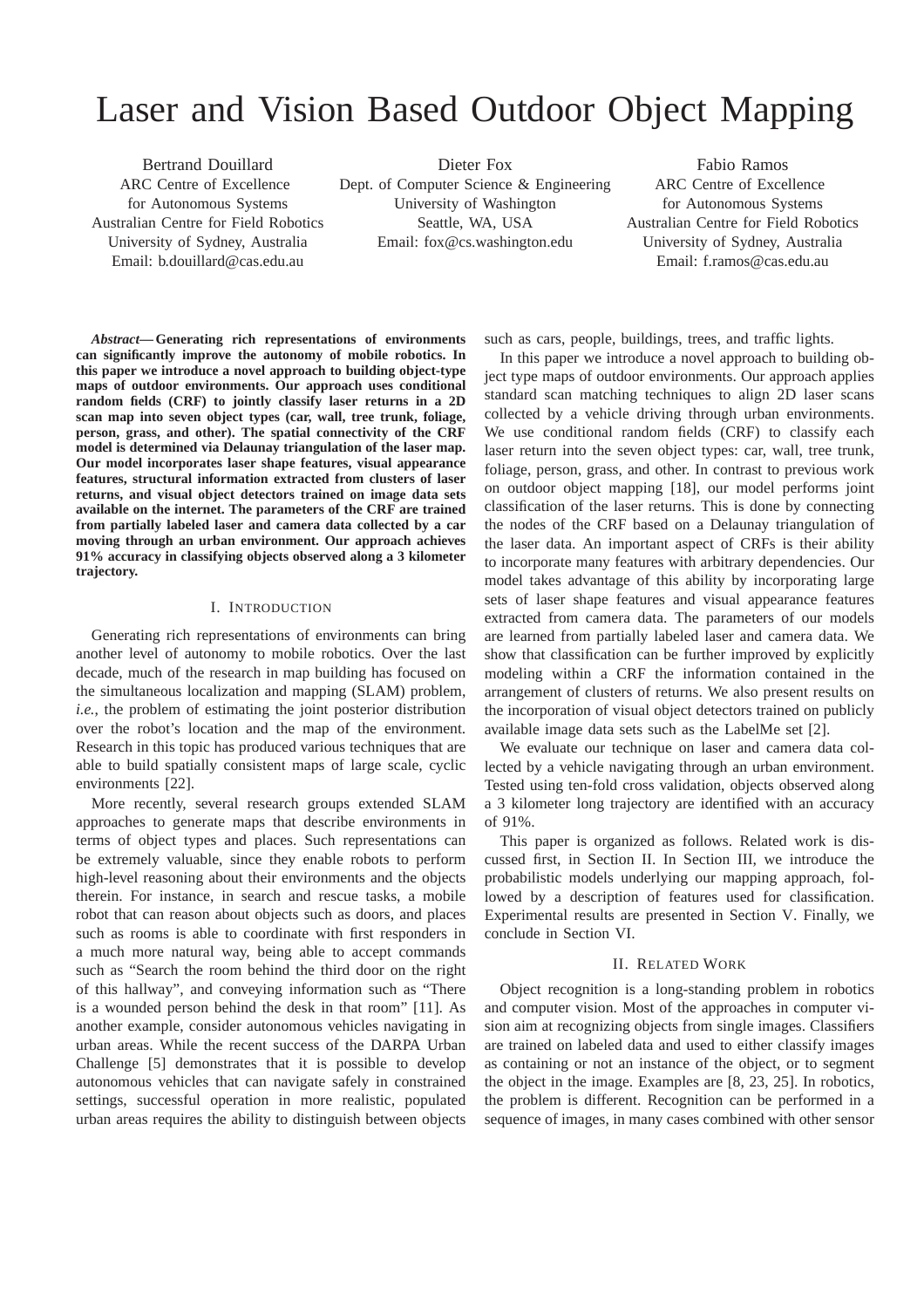# Laser and Vision Based Outdoor Object Mapping

Bertrand Douillard
ARC Centre of Excellence
for Autonomous Systems
Australian Centre for Field Robotics
University of Sydney, Australia
Email: b.douillard@cas.edu.au

Dieter Fox
Dept. of Computer Science & Engineering
University of Washington
Seattle, WA, USA
Email: fox@cs.washington.edu

Fabio Ramos
ARC Centre of Excellence
for Autonomous Systems
Australian Centre for Field Robotics
University of Sydney, Australia
Email: f.ramos@cas.edu.au

***Abstract*— Generating rich representations of environments can significantly improve the autonomy of mobile robotics. In this paper we introduce a novel approach to building object-type maps of outdoor environments. Our approach uses conditional random fields (CRF) to jointly classify laser returns in a 2D scan map into seven object types (car, wall, tree trunk, foliage, person, grass, and other). The spatial connectivity of the CRF model is determined via Delaunay triangulation of the laser map. Our model incorporates laser shape features, visual appearance features, structural information extracted from clusters of laser returns, and visual object detectors trained on image data sets available on the internet. The parameters of the CRF are trained from partially labeled laser and camera data collected by a car moving through an urban environment. Our approach achieves 91% accuracy in classifying objects observed along a 3 kilometer trajectory.**

## I. Introduction

Generating rich representations of environments can bring another level of autonomy to mobile robotics. Over the last decade, much of the research in map building has focused on the simultaneous localization and mapping (SLAM) problem, *i.e.,* the problem of estimating the joint posterior distribution over the robot's location and the map of the environment. Research in this topic has produced various techniques that are able to build spatially consistent maps of large scale, cyclic environments [22].

More recently, several research groups extended SLAM approaches to generate maps that describe environments in terms of object types and places. Such representations can be extremely valuable, since they enable robots to perform high-level reasoning about their environments and the objects therein. For instance, in search and rescue tasks, a mobile robot that can reason about objects such as doors, and places such as rooms is able to coordinate with first responders in a much more natural way, being able to accept commands such as "Search the room behind the third door on the right of this hallway", and conveying information such as "There is a wounded person behind the desk in that room" [11]. As another example, consider autonomous vehicles navigating in urban areas. While the recent success of the DARPA Urban Challenge [5] demonstrates that it is possible to develop autonomous vehicles that can navigate safely in constrained settings, successful operation in more realistic, populated urban areas requires the ability to distinguish between objects such as cars, people, buildings, trees, and traffic lights.

In this paper we introduce a novel approach to building object type maps of outdoor environments. Our approach applies standard scan matching techniques to align 2D laser scans collected by a vehicle driving through urban environments. We use conditional random fields (CRF) to classify each laser return into the seven object types: car, wall, tree trunk, foliage, person, grass, and other. In contrast to previous work on outdoor object mapping [18], our model performs joint classification of the laser returns. This is done by connecting the nodes of the CRF based on a Delaunay triangulation of the laser data. An important aspect of CRFs is their ability to incorporate many features with arbitrary dependencies. Our model takes advantage of this ability by incorporating large sets of laser shape features and visual appearance features extracted from camera data. The parameters of our models are learned from partially labeled laser and camera data. We show that classification can be further improved by explicitly modeling within a CRF the information contained in the arrangement of clusters of returns. We also present results on the incorporation of visual object detectors trained on publicly available image data sets such as the LabelMe set [2].

We evaluate our technique on laser and camera data collected by a vehicle navigating through an urban environment. Tested using ten-fold cross validation, objects observed along a 3 kilometer long trajectory are identified with an accuracy of 91%.

This paper is organized as follows. Related work is discussed first, in Section II. In Section III, we introduce the probabilistic models underlying our mapping approach, followed by a description of features used for classification. Experimental results are presented in Section V. Finally, we conclude in Section VI.

## II. Related Work

Object recognition is a long-standing problem in robotics and computer vision. Most of the approaches in computer vision aim at recognizing objects from single images. Classifiers are trained on labeled data and used to either classify images as containing or not an instance of the object, or to segment the object in the image. Examples are [8, 23, 25]. In robotics, the problem is different. Recognition can be performed in a sequence of images, in many cases combined with other sensor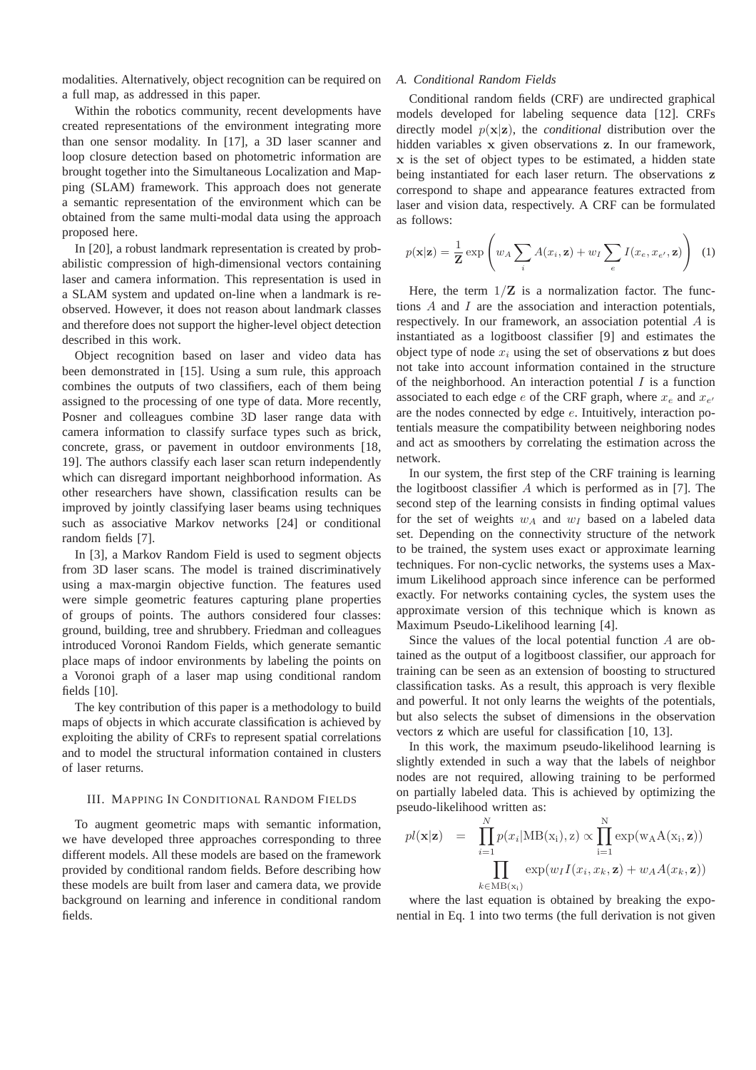modalities. Alternatively, object recognition can be required on a full map, as addressed in this paper.

Within the robotics community, recent developments have created representations of the environment integrating more than one sensor modality. In [17], a 3D laser scanner and loop closure detection based on photometric information are brought together into the Simultaneous Localization and Mapping (SLAM) framework. This approach does not generate a semantic representation of the environment which can be obtained from the same multi-modal data using the approach proposed here.

In [20], a robust landmark representation is created by probabilistic compression of high-dimensional vectors containing laser and camera information. This representation is used in a SLAM system and updated on-line when a landmark is re-observed. However, it does not reason about landmark classes and therefore does not support the higher-level object detection described in this work.

Object recognition based on laser and video data has been demonstrated in [15]. Using a sum rule, this approach combines the outputs of two classifiers, each of them being assigned to the processing of one type of data. More recently, Posner and colleagues combine 3D laser range data with camera information to classify surface types such as brick, concrete, grass, or pavement in outdoor environments [18, 19]. The authors classify each laser scan return independently which can disregard important neighborhood information. As other researchers have shown, classification results can be improved by jointly classifying laser beams using techniques such as associative Markov networks [24] or conditional random fields [7].

In [3], a Markov Random Field is used to segment objects from 3D laser scans. The model is trained discriminatively using a max-margin objective function. The features used were simple geometric features capturing plane properties of groups of points. The authors considered four classes: ground, building, tree and shrubbery. Friedman and colleagues introduced Voronoi Random Fields, which generate semantic place maps of indoor environments by labeling the points on a Voronoi graph of a laser map using conditional random fields [10].

The key contribution of this paper is a methodology to build maps of objects in which accurate classification is achieved by exploiting the ability of CRFs to represent spatial correlations and to model the structural information contained in clusters of laser returns.

## III. Mapping In Conditional Random Fields

To augment geometric maps with semantic information, we have developed three approaches corresponding to three different models. All these models are based on the framework provided by conditional random fields. Before describing how these models are built from laser and camera data, we provide background on learning and inference in conditional random fields.

### A. Conditional Random Fields

Conditional random fields (CRF) are undirected graphical models developed for labeling sequence data [12]. CRFs directly model $p(\mathbf{x}|\mathbf{z})$, the *conditional* distribution over the hidden variables $\mathbf{x}$ given observations $\mathbf{z}$. In our framework, $\mathbf{x}$ is the set of object types to be estimated, a hidden state being instantiated for each laser return. The observations $\mathbf{z}$ correspond to shape and appearance features extracted from laser and vision data, respectively. A CRF can be formulated as follows:

$$p(\mathbf{x}|\mathbf{z}) = \frac{1}{\mathbf{Z}} \exp\left( w_A \sum_i A(x_i, \mathbf{z}) + w_I \sum_e I(x_e, x_{e'}, \mathbf{z}) \right) \quad (1)$$

Here, the term $1/\mathbf{Z}$ is a normalization factor. The functions $A$ and $I$ are the association and interaction potentials, respectively. In our framework, an association potential $A$ is instantiated as a logitboost classifier [9] and estimates the object type of node $x_i$ using the set of observations $\mathbf{z}$ but does not take into account information contained in the structure of the neighborhood. An interaction potential $I$ is a function associated to each edge $e$ of the CRF graph, where $x_e$ and $x_{e'}$ are the nodes connected by edge $e$. Intuitively, interaction potentials measure the compatibility between neighboring nodes and act as smoothers by correlating the estimation across the network.

In our system, the first step of the CRF training is learning the logitboost classifier $A$ which is performed as in [7]. The second step of the learning consists in finding optimal values for the set of weights $w_A$ and $w_I$ based on a labeled data set. Depending on the connectivity structure of the network to be trained, the system uses exact or approximate learning techniques. For non-cyclic networks, the systems uses a Maximum Likelihood approach since inference can be performed exactly. For networks containing cycles, the system uses the approximate version of this technique which is known as Maximum Pseudo-Likelihood learning [4].

Since the values of the local potential function $A$ are obtained as the output of a logitboost classifier, our approach for training can be seen as an extension of boosting to structured classification tasks. As a result, this approach is very flexible and powerful. It not only learns the weights of the potentials, but also selects the subset of dimensions in the observation vectors $\mathbf{z}$ which are useful for classification [10, 13].

In this work, the maximum pseudo-likelihood learning is slightly extended in such a way that the labels of neighbor nodes are not required, allowing training to be performed on partially labeled data. This is achieved by optimizing the pseudo-likelihood written as:

$$\begin{aligned} pl(\mathbf{x}|\mathbf{z}) &= \prod_{i=1}^{N} p(x_i|\mathrm{MB}(x_i), z) \propto \prod_{i=1}^{N} \exp(w_A A(x_i, \mathbf{z})) \\ &\quad \prod_{k \in \mathrm{MB}(x_i)} \exp(w_I I(x_i, x_k, \mathbf{z}) + w_A A(x_k, \mathbf{z})) \end{aligned}$$

where the last equation is obtained by breaking the exponential in Eq. 1 into two terms (the full derivation is not given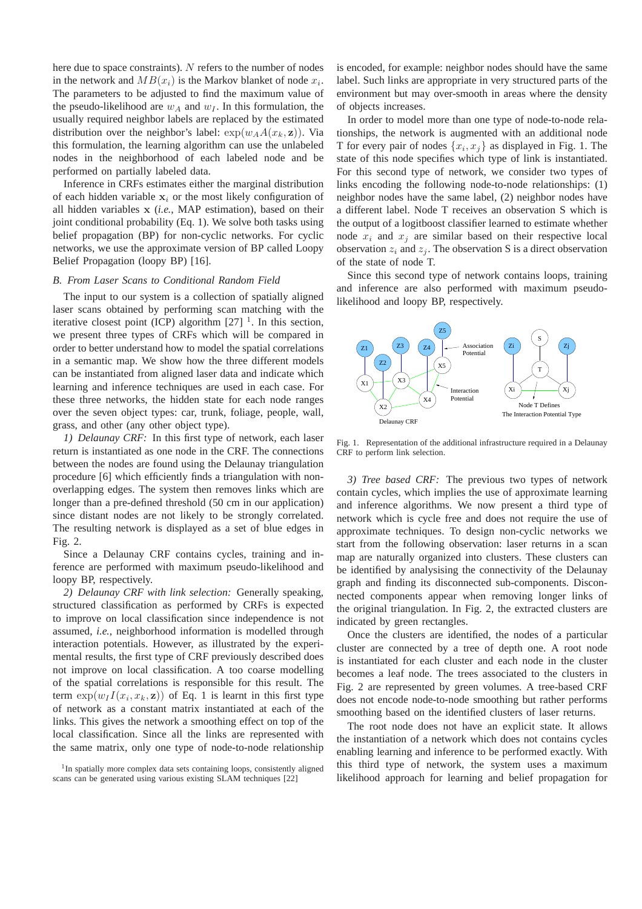here due to space constraints). $N$ refers to the number of nodes in the network and $MB(x_i)$ is the Markov blanket of node $x_i$. The parameters to be adjusted to find the maximum value of the pseudo-likelihood are $w_A$ and $w_I$. In this formulation, the usually required neighbor labels are replaced by the estimated distribution over the neighbor's label: $\exp(w_A A(x_k, \mathbf{z}))$. Via this formulation, the learning algorithm can use the unlabeled nodes in the neighborhood of each labeled node and be performed on partially labeled data.

Inference in CRFs estimates either the marginal distribution of each hidden variable $\mathbf{x}_i$ or the most likely configuration of all hidden variables $\mathbf{x}$ (*i.e.*, MAP estimation), based on their joint conditional probability (Eq. 1). We solve both tasks using belief propagation (BP) for non-cyclic networks. For cyclic networks, we use the approximate version of BP called Loopy Belief Propagation (loopy BP) [16].

### *B. From Laser Scans to Conditional Random Field*

The input to our system is a collection of spatially aligned laser scans obtained by performing scan matching with the iterative closest point (ICP) algorithm [27] [1]. In this section, we present three types of CRFs which will be compared in order to better understand how to model the spatial correlations in a semantic map. We show how the three different models can be instantiated from aligned laser data and indicate which learning and inference techniques are used in each case. For these three networks, the hidden state for each node ranges over the seven object types: car, trunk, foliage, people, wall, grass, and other (any other object type).

*1) Delaunay CRF:* In this first type of network, each laser return is instantiated as one node in the CRF. The connections between the nodes are found using the Delaunay triangulation procedure [6] which efficiently finds a triangulation with non-overlapping edges. The system then removes links which are longer than a pre-defined threshold (50 cm in our application) since distant nodes are not likely to be strongly correlated. The resulting network is displayed as a set of blue edges in Fig. 2.

Since a Delaunay CRF contains cycles, training and inference are performed with maximum pseudo-likelihood and loopy BP, respectively.

*2) Delaunay CRF with link selection:* Generally speaking, structured classification as performed by CRFs is expected to improve on local classification since independence is not assumed, *i.e.*, neighborhood information is modelled through interaction potentials. However, as illustrated by the experimental results, the first type of CRF previously described does not improve on local classification. A too coarse modelling of the spatial correlations is responsible for this result. The term $\exp(w_I I(x_i, x_k, \mathbf{z}))$ of Eq. 1 is learnt in this first type of network as a constant matrix instantiated at each of the links. This gives the network a smoothing effect on top of the local classification. Since all the links are represented with the same matrix, only one type of node-to-node relationship is encoded, for example: neighbor nodes should have the same label. Such links are appropriate in very structured parts of the environment but may over-smooth in areas where the density of objects increases.

In order to model more than one type of node-to-node relationships, the network is augmented with an additional node T for every pair of nodes $\{x_i, x_j\}$ as displayed in Fig. 1. The state of this node specifies which type of link is instantiated. For this second type of network, we consider two types of links encoding the following node-to-node relationships: (1) neighbor nodes have the same label, (2) neighbor nodes have a different label. Node T receives an observation S which is the output of a logitboost classifier learned to estimate whether node $x_i$ and $x_j$ are similar based on their respective local observation $z_i$ and $z_j$. The observation S is a direct observation of the state of node T.

Since this second type of network contains loops, training and inference are also performed with maximum pseudo-likelihood and loopy BP, respectively.

Fig. 1. Representation of the additional infrastructure required in a Delaunay CRF to perform link selection.

*3) Tree based CRF:* The previous two types of network contain cycles, which implies the use of approximate learning and inference algorithms. We now present a third type of network which is cycle free and does not require the use of approximate techniques. To design non-cyclic networks we start from the following observation: laser returns in a scan map are naturally organized into clusters. These clusters can be identified by analysising the connectivity of the Delaunay graph and finding its disconnected sub-components. Disconnected components appear when removing longer links of the original triangulation. In Fig. 2, the extracted clusters are indicated by green rectangles.

Once the clusters are identified, the nodes of a particular cluster are connected by a tree of depth one. A root node is instantiated for each cluster and each node in the cluster becomes a leaf node. The trees associated to the clusters in Fig. 2 are represented by green volumes. A tree-based CRF does not encode node-to-node smoothing but rather performs smoothing based on the identified clusters of laser returns.

The root node does not have an explicit state. It allows the instantiation of a network which does not contains cycles enabling learning and inference to be performed exactly. With this third type of network, the system uses a maximum likelihood approach for learning and belief propagation for

[1] In spatially more complex data sets containing loops, consistently aligned scans can be generated using various existing SLAM techniques [22]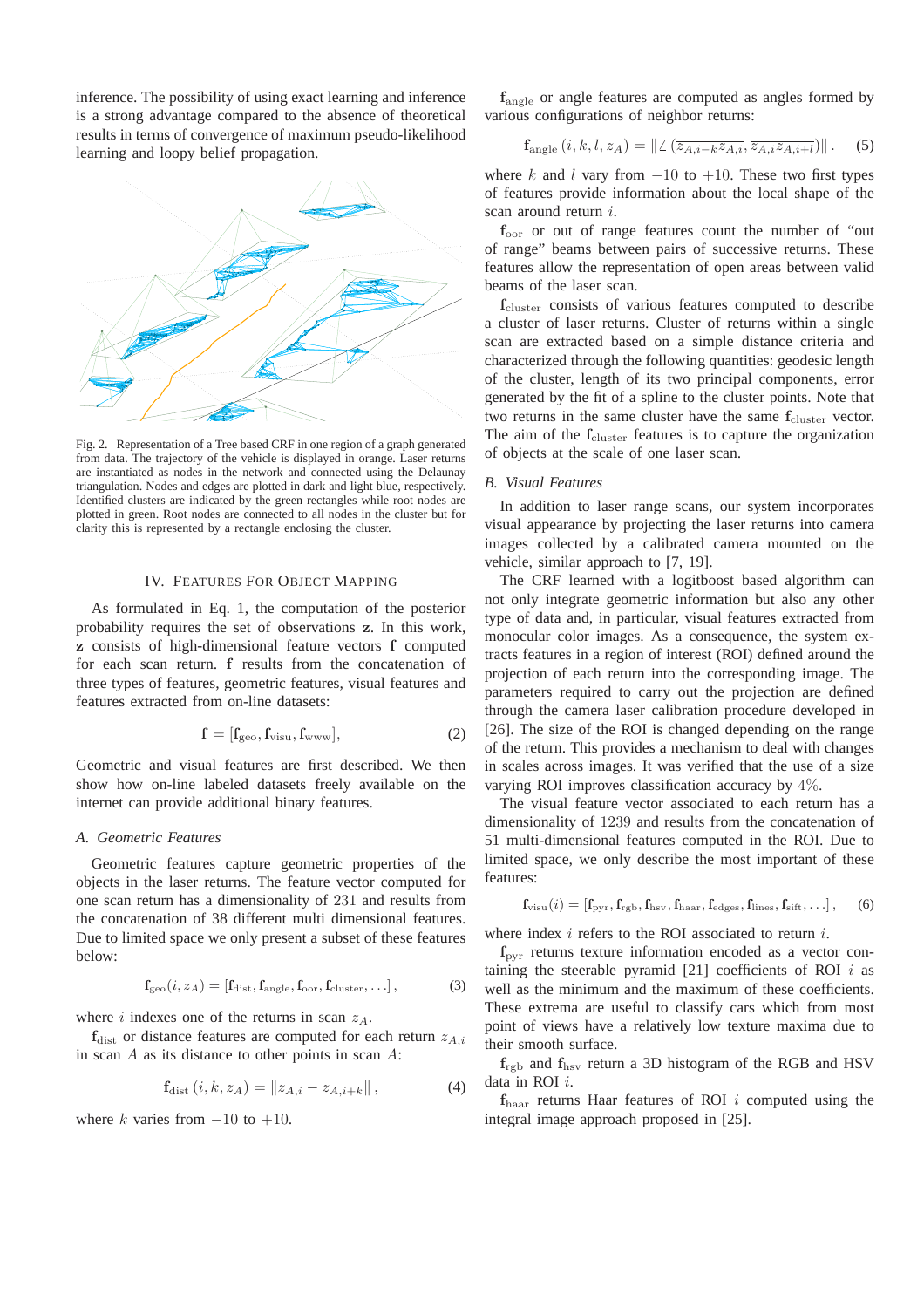inference. The possibility of using exact learning and inference is a strong advantage compared to the absence of theoretical results in terms of convergence of maximum pseudo-likelihood learning and loopy belief propagation.

Fig. 2. Representation of a Tree based CRF in one region of a graph generated from data. The trajectory of the vehicle is displayed in orange. Laser returns are instantiated as nodes in the network and connected using the Delaunay triangulation. Nodes and edges are plotted in dark and light blue, respectively. Identified clusters are indicated by the green rectangles while root nodes are plotted in green. Root nodes are connected to all nodes in the cluster but for clarity this is represented by a rectangle enclosing the cluster.

## IV. Features for Object Mapping

As formulated in Eq. 1, the computation of the posterior probability requires the set of observations $\mathbf{z}$. In this work, $\mathbf{z}$ consists of high-dimensional feature vectors $\mathbf{f}$ computed for each scan return. $\mathbf{f}$ results from the concatenation of three types of features, geometric features, visual features and features extracted from on-line datasets:

$$\mathbf{f} = [\mathbf{f}_{\text{geo}}, \mathbf{f}_{\text{visu}}, \mathbf{f}_{\text{www}}], \tag{2}$$

Geometric and visual features are first described. We then show how on-line labeled datasets freely available on the internet can provide additional binary features.

### A. Geometric Features

Geometric features capture geometric properties of the objects in the laser returns. The feature vector computed for one scan return has a dimensionality of 231 and results from the concatenation of 38 different multi dimensional features. Due to limited space we only present a subset of these features below:

$$\mathbf{f}_{\text{geo}}(i, z_A) = [\mathbf{f}_{\text{dist}}, \mathbf{f}_{\text{angle}}, \mathbf{f}_{\text{oor}}, \mathbf{f}_{\text{cluster}}, \ldots], \tag{3}$$

where $i$ indexes one of the returns in scan $z_A$.

$\mathbf{f}_{\text{dist}}$ or distance features are computed for each return $z_{A,i}$ in scan $A$ as its distance to other points in scan $A$:

$$\mathbf{f}_{\text{dist}}(i, k, z_A) = \| z_{A,i} - z_{A,i+k} \|, \tag{4}$$

where $k$ varies from $-10$ to $+10$.

$\mathbf{f}_{\text{angle}}$ or angle features are computed as angles formed by various configurations of neighbor returns:

$$\mathbf{f}_{\text{angle}}(i, k, l, z_A) = \| \angle(\overline{z_{A,i-k} z_{A,i}}, \overline{z_{A,i} z_{A,i+l}}) \|. \tag{5}$$

where $k$ and $l$ vary from $-10$ to $+10$. These two first types of features provide information about the local shape of the scan around return $i$.

$\mathbf{f}_{\text{oor}}$ or out of range features count the number of "out of range" beams between pairs of successive returns. These features allow the representation of open areas between valid beams of the laser scan.

$\mathbf{f}_{\text{cluster}}$ consists of various features computed to describe a cluster of laser returns. Cluster of returns within a single scan are extracted based on a simple distance criteria and characterized through the following quantities: geodesic length of the cluster, length of its two principal components, error generated by the fit of a spline to the cluster points. Note that two returns in the same cluster have the same $\mathbf{f}_{\text{cluster}}$ vector. The aim of the $\mathbf{f}_{\text{cluster}}$ features is to capture the organization of objects at the scale of one laser scan.

### B. Visual Features

In addition to laser range scans, our system incorporates visual appearance by projecting the laser returns into camera images collected by a calibrated camera mounted on the vehicle, similar approach to [7, 19].

The CRF learned with a logitboost based algorithm can not only integrate geometric information but also any other type of data and, in particular, visual features extracted from monocular color images. As a consequence, the system extracts features in a region of interest (ROI) defined around the projection of each return into the corresponding image. The parameters required to carry out the projection are defined through the camera laser calibration procedure developed in [26]. The size of the ROI is changed depending on the range of the return. This provides a mechanism to deal with changes in scales across images. It was verified that the use of a size varying ROI improves classification accuracy by $4\%$.

The visual feature vector associated to each return has a dimensionality of $1239$ and results from the concatenation of 51 multi-dimensional features computed in the ROI. Due to limited space, we only describe the most important of these features:

$$\mathbf{f}_{\text{visu}}(i) = [\mathbf{f}_{\text{pyr}}, \mathbf{f}_{\text{rgb}}, \mathbf{f}_{\text{hsv}}, \mathbf{f}_{\text{haar}}, \mathbf{f}_{\text{edges}}, \mathbf{f}_{\text{lines}}, \mathbf{f}_{\text{sift}}, \ldots], \tag{6}$$

where index $i$ refers to the ROI associated to return $i$.

$\mathbf{f}_{\text{pyr}}$ returns texture information encoded as a vector containing the steerable pyramid [21] coefficients of ROI $i$ as well as the minimum and the maximum of these coefficients. These extrema are useful to classify cars which from most point of views have a relatively low texture maxima due to their smooth surface.

$\mathbf{f}_{\text{rgb}}$ and $\mathbf{f}_{\text{hsv}}$ return a 3D histogram of the RGB and HSV data in ROI $i$.

$\mathbf{f}_{\text{haar}}$ returns Haar features of ROI $i$ computed using the integral image approach proposed in [25].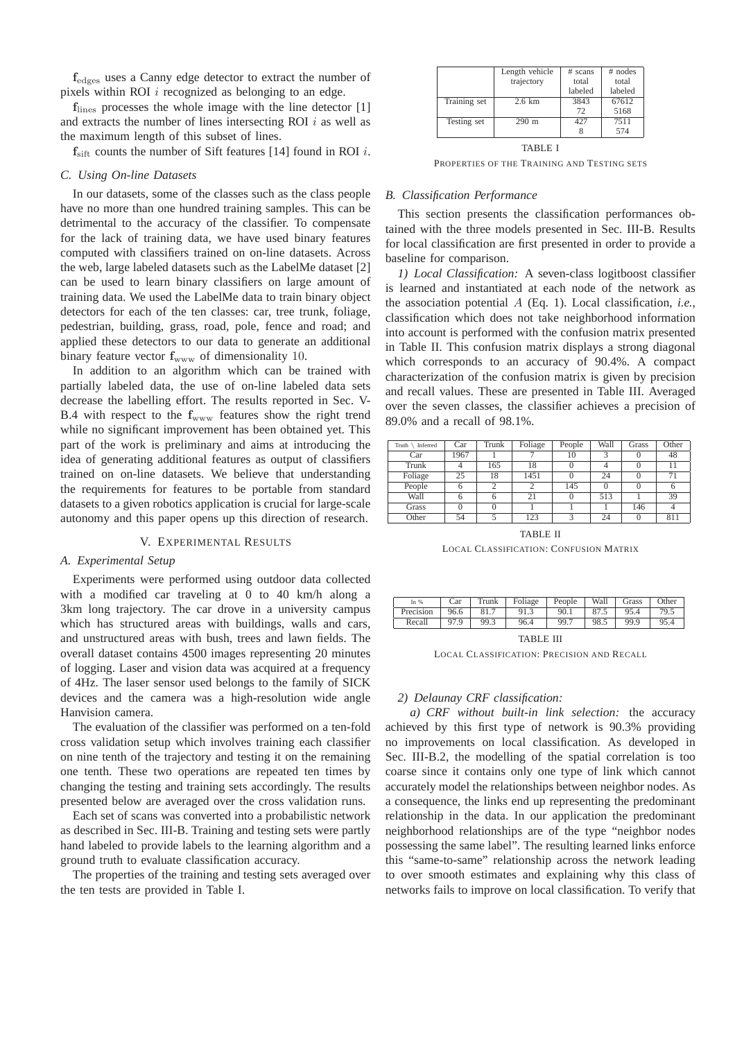$\mathbf{f}_{\text{edges}}$ uses a Canny edge detector to extract the number of pixels within ROI $i$ recognized as belonging to an edge.

$\mathbf{f}_{\text{lines}}$ processes the whole image with the line detector [1] and extracts the number of lines intersecting ROI $i$ as well as the maximum length of this subset of lines.

$\mathbf{f}_{\text{sift}}$ counts the number of Sift features [14] found in ROI $i$.

### C. Using On-line Datasets

In our datasets, some of the classes such as the class people have no more than one hundred training samples. This can be detrimental to the accuracy of the classifier. To compensate for the lack of training data, we have used binary features computed with classifiers trained on on-line datasets. Across the web, large labeled datasets such as the LabelMe dataset [2] can be used to learn binary classifiers on large amount of training data. We used the LabelMe data to train binary object detectors for each of the ten classes: car, tree trunk, foliage, pedestrian, building, grass, road, pole, fence and road; and applied these detectors to our data to generate an additional binary feature vector $\mathbf{f}_{\text{www}}$ of dimensionality 10.

In addition to an algorithm which can be trained with partially labeled data, the use of on-line labeled data sets decrease the labelling effort. The results reported in Sec. V-B.4 with respect to the $\mathbf{f}_{\text{www}}$ features show the right trend while no significant improvement has been obtained yet. This part of the work is preliminary and aims at introducing the idea of generating additional features as output of classifiers trained on on-line datasets. We believe that understanding the requirements for features to be portable from standard datasets to a given robotics application is crucial for large-scale autonomy and this paper opens up this direction of research.

## V. Experimental Results

### A. Experimental Setup

Experiments were performed using outdoor data collected with a modified car traveling at 0 to 40 km/h along a 3km long trajectory. The car drove in a university campus which has structured areas with buildings, walls and cars, and unstructured areas with bush, trees and lawn fields. The overall dataset contains 4500 images representing 20 minutes of logging. Laser and vision data was acquired at a frequency of 4Hz. The laser sensor used belongs to the family of SICK devices and the camera was a high-resolution wide angle Hanvision camera.

The evaluation of the classifier was performed on a ten-fold cross validation setup which involves training each classifier on nine tenth of the trajectory and testing it on the remaining one tenth. These two operations are repeated ten times by changing the testing and training sets accordingly. The results presented below are averaged over the cross validation runs.

Each set of scans was converted into a probabilistic network as described in Sec. III-B. Training and testing sets were partly hand labeled to provide labels to the learning algorithm and a ground truth to evaluate classification accuracy.

The properties of the training and testing sets averaged over the ten tests are provided in Table I.

| | Length vehicle trajectory | # scans total labeled | # nodes total labeled |
|---|---|---|---|
| Training set | 2.6 km | 3843<br>72 | 67612<br>5168 |
| Testing set | 290 m | 427<br>8 | 7511<br>574 |

TABLE I

PROPERTIES OF THE TRAINING AND TESTING SETS

### B. Classification Performance

This section presents the classification performances obtained with the three models presented in Sec. III-B. Results for local classification are first presented in order to provide a baseline for comparison.

*1) Local Classification:* A seven-class logitboost classifier is learned and instantiated at each node of the network as the association potential $A$ (Eq. 1). Local classification, *i.e.*, classification which does not take neighborhood information into account is performed with the confusion matrix presented in Table II. This confusion matrix displays a strong diagonal which corresponds to an accuracy of 90.4%. A compact characterization of the confusion matrix is given by precision and recall values. These are presented in Table III. Averaged over the seven classes, the classifier achieves a precision of 89.0% and a recall of 98.1%.

| Truth \ Inferred | Car | Trunk | Foliage | People | Wall | Grass | Other |
|---|---|---|---|---|---|---|---|
| Car | 1967 | 1 | 7 | 10 | 3 | 0 | 48 |
| Trunk | 4 | 165 | 18 | 0 | 4 | 0 | 11 |
| Foliage | 25 | 18 | 1451 | 0 | 24 | 0 | 71 |
| People | 6 | 2 | 2 | 145 | 0 | 0 | 6 |
| Wall | 6 | 6 | 21 | 0 | 513 | 1 | 39 |
| Grass | 0 | 0 | 1 | 1 | 1 | 146 | 4 |
| Other | 54 | 5 | 123 | 3 | 24 | 0 | 811 |

TABLE II

LOCAL CLASSIFICATION: CONFUSION MATRIX

| In % | Car | Trunk | Foliage | People | Wall | Grass | Other |
|---|---|---|---|---|---|---|---|
| Precision | 96.6 | 81.7 | 91.3 | 90.1 | 87.5 | 95.4 | 79.5 |
| Recall | 97.9 | 99.3 | 96.4 | 99.7 | 98.5 | 99.9 | 95.4 |

TABLE III

LOCAL CLASSIFICATION: PRECISION AND RECALL

*2) Delaunay CRF classification:*

*a) CRF without built-in link selection:* the accuracy achieved by this first type of network is 90.3% providing no improvements on local classification. As developed in Sec. III-B.2, the modelling of the spatial correlation is too coarse since it contains only one type of link which cannot accurately model the relationships between neighbor nodes. As a consequence, the links end up representing the predominant relationship in the data. In our application the predominant neighborhood relationships are of the type "neighbor nodes possessing the same label". The resulting learned links enforce this "same-to-same" relationship across the network leading to over smooth estimates and explaining why this class of networks fails to improve on local classification. To verify that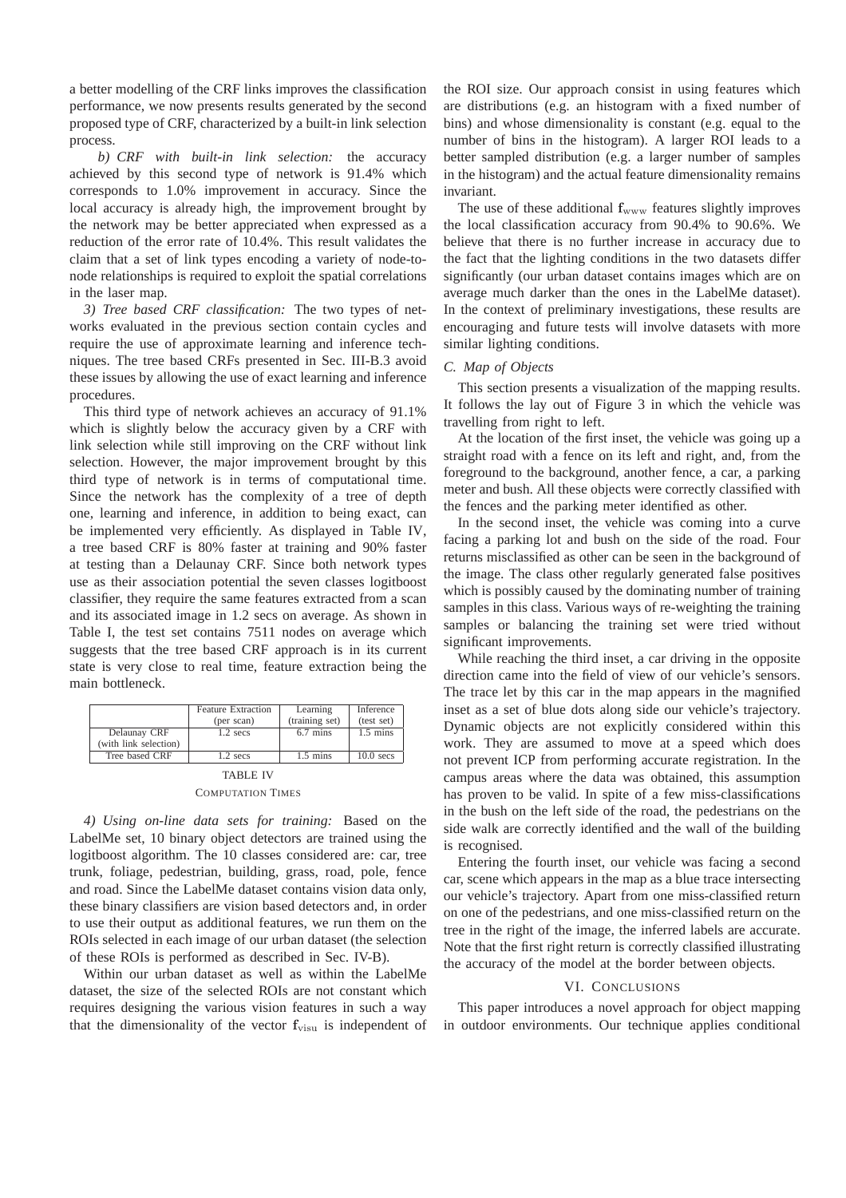a better modelling of the CRF links improves the classification performance, we now presents results generated by the second proposed type of CRF, characterized by a built-in link selection process.

*b) CRF with built-in link selection:* the accuracy achieved by this second type of network is 91.4% which corresponds to 1.0% improvement in accuracy. Since the local accuracy is already high, the improvement brought by the network may be better appreciated when expressed as a reduction of the error rate of 10.4%. This result validates the claim that a set of link types encoding a variety of node-to-node relationships is required to exploit the spatial correlations in the laser map.

*3) Tree based CRF classification:* The two types of networks evaluated in the previous section contain cycles and require the use of approximate learning and inference techniques. The tree based CRFs presented in Sec. III-B.3 avoid these issues by allowing the use of exact learning and inference procedures.

This third type of network achieves an accuracy of 91.1% which is slightly below the accuracy given by a CRF with link selection while still improving on the CRF without link selection. However, the major improvement brought by this third type of network is in terms of computational time. Since the network has the complexity of a tree of depth one, learning and inference, in addition to being exact, can be implemented very efficiently. As displayed in Table IV, a tree based CRF is 80% faster at training and 90% faster at testing than a Delaunay CRF. Since both network types use as their association potential the seven classes logitboost classifier, they require the same features extracted from a scan and its associated image in 1.2 secs on average. As shown in Table I, the test set contains 7511 nodes on average which suggests that the tree based CRF approach is in its current state is very close to real time, feature extraction being the main bottleneck.

| | Feature Extraction (per scan) | Learning (training set) | Inference (test set) |
|---|---|---|---|
| Delaunay CRF (with link selection) | 1.2 secs | 6.7 mins | 1.5 mins |
| Tree based CRF | 1.2 secs | 1.5 mins | 10.0 secs |

TABLE IV

COMPUTATION TIMES

*4) Using on-line data sets for training:* Based on the LabelMe set, 10 binary object detectors are trained using the logitboost algorithm. The 10 classes considered are: car, tree trunk, foliage, pedestrian, building, grass, road, pole, fence and road. Since the LabelMe dataset contains vision data only, these binary classifiers are vision based detectors and, in order to use their output as additional features, we run them on the ROIs selected in each image of our urban dataset (the selection of these ROIs is performed as described in Sec. IV-B).

Within our urban dataset as well as within the LabelMe dataset, the size of the selected ROIs are not constant which requires designing the various vision features in such a way that the dimensionality of the vector $\mathbf{f}_{\mathrm{visu}}$ is independent of the ROI size. Our approach consist in using features which are distributions (e.g. an histogram with a fixed number of bins) and whose dimensionality is constant (e.g. equal to the number of bins in the histogram). A larger ROI leads to a better sampled distribution (e.g. a larger number of samples in the histogram) and the actual feature dimensionality remains invariant.

The use of these additional $\mathbf{f}_{\mathrm{www}}$ features slightly improves the local classification accuracy from 90.4% to 90.6%. We believe that there is no further increase in accuracy due to the fact that the lighting conditions in the two datasets differ significantly (our urban dataset contains images which are on average much darker than the ones in the LabelMe dataset). In the context of preliminary investigations, these results are encouraging and future tests will involve datasets with more similar lighting conditions.

### C. Map of Objects

This section presents a visualization of the mapping results. It follows the lay out of Figure 3 in which the vehicle was travelling from right to left.

At the location of the first inset, the vehicle was going up a straight road with a fence on its left and right, and, from the foreground to the background, another fence, a car, a parking meter and bush. All these objects were correctly classified with the fences and the parking meter identified as other.

In the second inset, the vehicle was coming into a curve facing a parking lot and bush on the side of the road. Four returns misclassified as other can be seen in the background of the image. The class other regularly generated false positives which is possibly caused by the dominating number of training samples in this class. Various ways of re-weighting the training samples or balancing the training set were tried without significant improvements.

While reaching the third inset, a car driving in the opposite direction came into the field of view of our vehicle's sensors. The trace let by this car in the map appears in the magnified inset as a set of blue dots along side our vehicle's trajectory. Dynamic objects are not explicitly considered within this work. They are assumed to move at a speed which does not prevent ICP from performing accurate registration. In the campus areas where the data was obtained, this assumption has proven to be valid. In spite of a few miss-classifications in the bush on the left side of the road, the pedestrians on the side walk are correctly identified and the wall of the building is recognised.

Entering the fourth inset, our vehicle was facing a second car, scene which appears in the map as a blue trace intersecting our vehicle's trajectory. Apart from one miss-classified return on one of the pedestrians, and one miss-classified return on the tree in the right of the image, the inferred labels are accurate. Note that the first right return is correctly classified illustrating the accuracy of the model at the border between objects.

## VI. CONCLUSIONS

This paper introduces a novel approach for object mapping in outdoor environments. Our technique applies conditional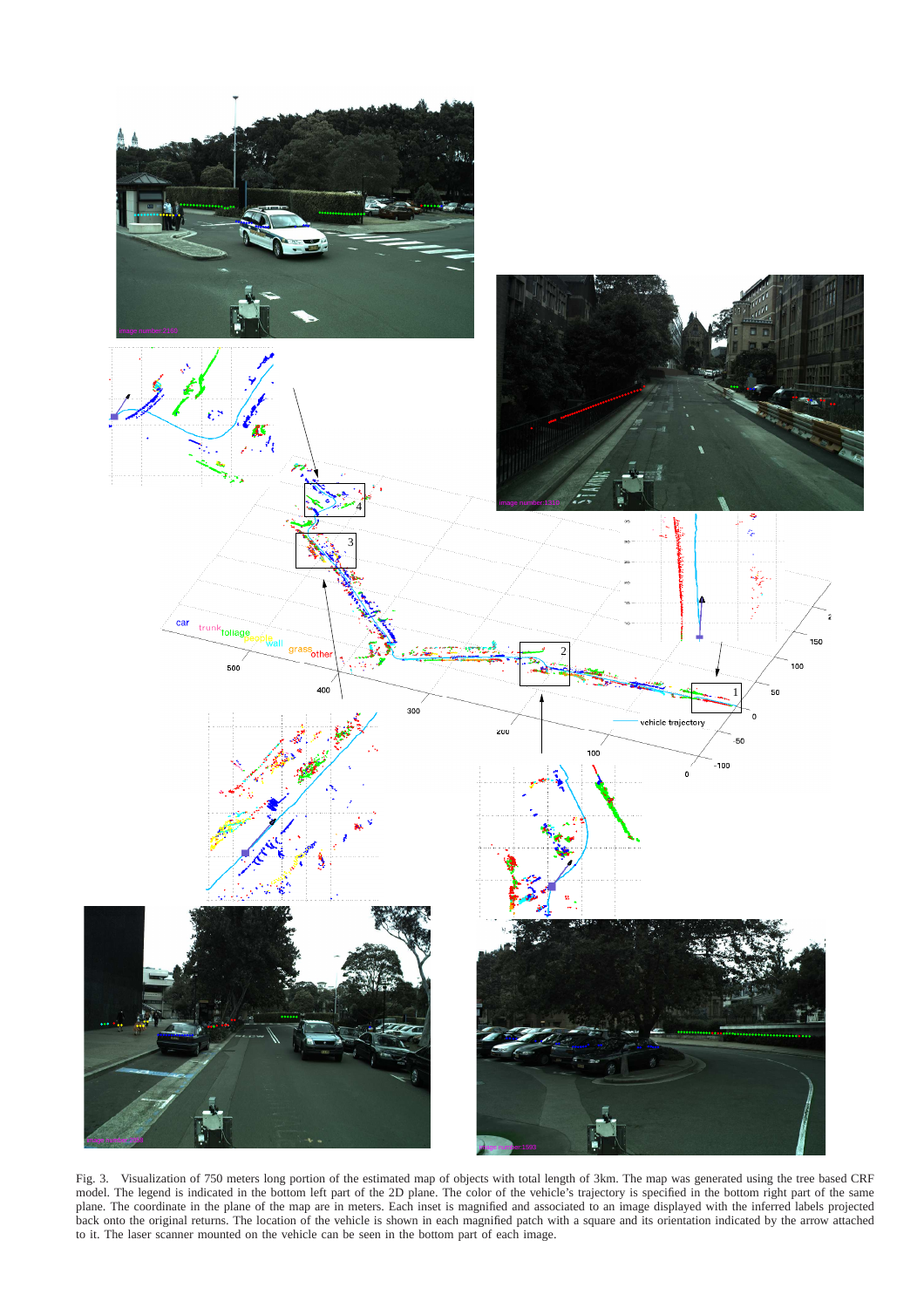Fig. 3. Visualization of 750 meters long portion of the estimated map of objects with total length of 3km. The map was generated using the tree based CRF model. The legend is indicated in the bottom left part of the 2D plane. The color of the vehicle's trajectory is specified in the bottom right part of the same plane. The coordinate in the plane of the map are in meters. Each inset is magnified and associated to an image displayed with the inferred labels projected back onto the original returns. The location of the vehicle is shown in each magnified patch with a square and its orientation indicated by the arrow attached to it. The laser scanner mounted on the vehicle can be seen in the bottom part of each image.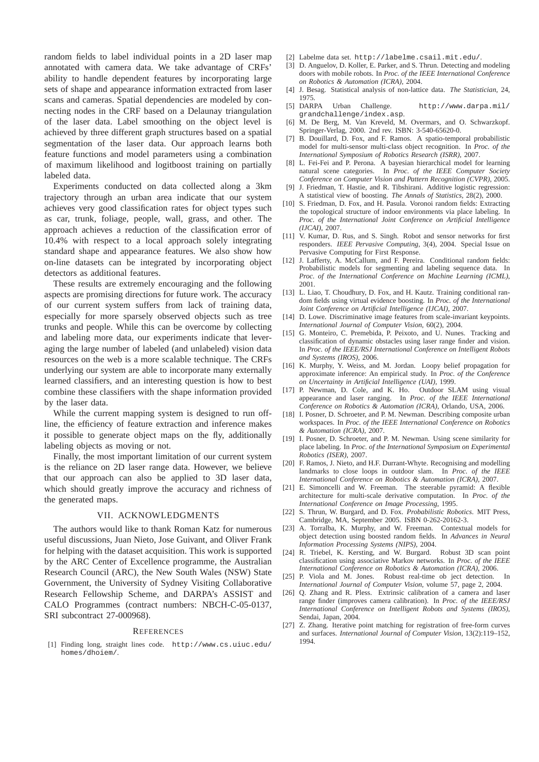random fields to label individual points in a 2D laser map annotated with camera data. We take advantage of CRFs' ability to handle dependent features by incorporating large sets of shape and appearance information extracted from laser scans and cameras. Spatial dependencies are modeled by connecting nodes in the CRF based on a Delaunay triangulation of the laser data. Label smoothing on the object level is achieved by three different graph structures based on a spatial segmentation of the laser data. Our approach learns both feature functions and model parameters using a combination of maximum likelihood and logitboost training on partially labeled data.

Experiments conducted on data collected along a 3km trajectory through an urban area indicate that our system achieves very good classification rates for object types such as car, trunk, foliage, people, wall, grass, and other. The approach achieves a reduction of the classification error of 10.4% with respect to a local approach solely integrating standard shape and appearance features. We also show how on-line datasets can be integrated by incorporating object detectors as additional features.

These results are extremely encouraging and the following aspects are promising directions for future work. The accuracy of our current system suffers from lack of training data, especially for more sparsely observed objects such as tree trunks and people. While this can be overcome by collecting and labeling more data, our experiments indicate that leveraging the large number of labeled (and unlabeled) vision data resources on the web is a more scalable technique. The CRFs underlying our system are able to incorporate many externally learned classifiers, and an interesting question is how to best combine these classifiers with the shape information provided by the laser data.

While the current mapping system is designed to run off-line, the efficiency of feature extraction and inference makes it possible to generate object maps on the fly, additionally labeling objects as moving or not.

Finally, the most important limitation of our current system is the reliance on 2D laser range data. However, we believe that our approach can also be applied to 3D laser data, which should greatly improve the accuracy and richness of the generated maps.

## VII. Acknowledgments

The authors would like to thank Roman Katz for numerous useful discussions, Juan Nieto, Jose Guivant, and Oliver Frank for helping with the dataset acquisition. This work is supported by the ARC Center of Excellence programme, the Australian Research Council (ARC), the New South Wales (NSW) State Government, the University of Sydney Visiting Collaborative Research Fellowship Scheme, and DARPA's ASSIST and CALO Programmes (contract numbers: NBCH-C-05-0137, SRI subcontract 27-000968).

## References

[1] Finding long, straight lines code. http://www.cs.uiuc.edu/homes/dhoiem/.

[2] Labelme data set. http://labelme.csail.mit.edu/.

[3] D. Anguelov, D. Koller, E. Parker, and S. Thrun. Detecting and modeling doors with mobile robots. In *Proc. of the IEEE International Conference on Robotics & Automation (ICRA)*, 2004.

[4] J. Besag. Statistical analysis of non-lattice data. *The Statistician*, 24, 1975.

[5] DARPA Urban Challenge. http://www.darpa.mil/grandchallenge/index.asp.

[6] M. De Berg, M. Van Kreveld, M. Overmars, and O. Schwarzkopf. Springer-Verlag, 2000. 2nd rev. ISBN: 3-540-65620-0.

[7] B. Douillard, D. Fox, and F. Ramos. A spatio-temporal probabilistic model for multi-sensor multi-class object recognition. In *Proc. of the International Symposium of Robotics Research (ISRR)*, 2007.

[8] L. Fei-Fei and P. Perona. A bayesian hierarchical model for learning natural scene categories. In *Proc. of the IEEE Computer Society Conference on Computer Vision and Pattern Recognition (CVPR)*, 2005.

[9] J. Friedman, T. Hastie, and R. Tibshirani. Additive logistic regression: A statistical view of boosting. *The Annals of Statistics*, 28(2), 2000.

[10] S. Friedman, D. Fox, and H. Pasula. Voronoi random fields: Extracting the topological structure of indoor environments via place labeling. In *Proc. of the International Joint Conference on Artificial Intelligence (IJCAI)*, 2007.

[11] V. Kumar, D. Rus, and S. Singh. Robot and sensor networks for first responders. *IEEE Pervasive Computing*, 3(4), 2004. Special Issue on Pervasive Computing for First Response.

[12] J. Lafferty, A. McCallum, and F. Pereira. Conditional random fields: Probabilistic models for segmenting and labeling sequence data. In *Proc. of the International Conference on Machine Learning (ICML)*, 2001.

[13] L. Liao, T. Choudhury, D. Fox, and H. Kautz. Training conditional random fields using virtual evidence boosting. In *Proc. of the International Joint Conference on Artificial Intelligence (IJCAI)*, 2007.

[14] D. Lowe. Discriminative image features from scale-invariant keypoints. *International Journal of Computer Vision*, 60(2), 2004.

[15] G. Monteiro, C. Premebida, P. Peixoto, and U. Nunes. Tracking and classification of dynamic obstacles using laser range finder and vision. In *Proc. of the IEEE/RSJ International Conference on Intelligent Robots and Systems (IROS)*, 2006.

[16] K. Murphy, Y. Weiss, and M. Jordan. Loopy belief propagation for approximate inference: An empirical study. In *Proc. of the Conference on Uncertainty in Artificial Intelligence (UAI)*, 1999.

[17] P. Newman, D. Cole, and K. Ho. Outdoor SLAM using visual appearance and laser ranging. In *Proc. of the IEEE International Conference on Robotics & Automation (ICRA)*, Orlando, USA, 2006.

[18] I. Posner, D. Schroeter, and P. M. Newman. Describing composite urban workspaces. In *Proc. of the IEEE International Conference on Robotics & Automation (ICRA)*, 2007.

[19] I. Posner, D. Schroeter, and P. M. Newman. Using scene similarity for place labeling. In *Proc. of the International Symposium on Experimental Robotics (ISER)*, 2007.

[20] F. Ramos, J. Nieto, and H.F. Durrant-Whyte. Recognising and modelling landmarks to close loops in outdoor slam. In *Proc. of the IEEE International Conference on Robotics & Automation (ICRA)*, 2007.

[21] E. Simoncelli and W. Freeman. The steerable pyramid: A flexible architecture for multi-scale derivative computation. In *Proc. of the International Conference on Image Processing*, 1995.

[22] S. Thrun, W. Burgard, and D. Fox. *Probabilistic Robotics*. MIT Press, Cambridge, MA, September 2005. ISBN 0-262-20162-3.

[23] A. Torralba, K. Murphy, and W. Freeman. Contextual models for object detection using boosted random fields. In *Advances in Neural Information Processing Systems (NIPS)*, 2004.

[24] R. Triebel, K. Kersting, and W. Burgard. Robust 3D scan point classification using associative Markov networks. In *Proc. of the IEEE International Conference on Robotics & Automation (ICRA)*, 2006.

[25] P. Viola and M. Jones. Robust real-time ob ject detection. In *International Journal of Computer Vision*, volume 57, page 2, 2004.

[26] Q. Zhang and R. Pless. Extrinsic calibration of a camera and laser range finder (improves camera calibration). In *Proc. of the IEEE/RSJ International Conference on Intelligent Robots and Systems (IROS)*, Sendai, Japan, 2004.

[27] Z. Zhang. Iterative point matching for registration of free-form curves and surfaces. *International Journal of Computer Vision*, 13(2):119–152, 1994.